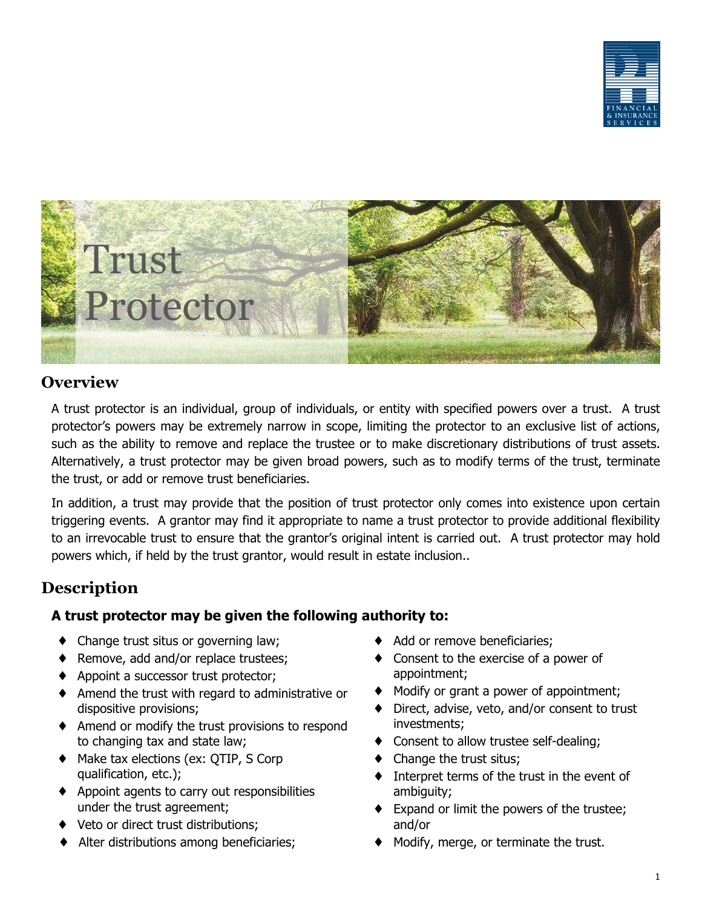# Trust Protector

## Overview

A trust protector is an individual, group of individuals, or entity with specified powers over a trust. A trust protector's powers may be extremely narrow in scope, limiting the protector to an exclusive list of actions, such as the ability to remove and replace the trustee or to make discretionary distributions of trust assets. Alternatively, a trust protector may be given broad powers, such as to modify terms of the trust, terminate the trust, or add or remove trust beneficiaries.

In addition, a trust may provide that the position of trust protector only comes into existence upon certain triggering events. A grantor may find it appropriate to name a trust protector to provide additional flexibility to an irrevocable trust to ensure that the grantor's original intent is carried out. A trust protector may hold powers which, if held by the trust grantor, would result in estate inclusion..

## Description

**A trust protector may be given the following authority to:**

- Change trust situs or governing law;
- Remove, add and/or replace trustees;
- Appoint a successor trust protector;
- Amend the trust with regard to administrative or dispositive provisions;
- Amend or modify the trust provisions to respond to changing tax and state law;
- Make tax elections (ex: QTIP, S Corp qualification, etc.);
- Appoint agents to carry out responsibilities under the trust agreement;
- Veto or direct trust distributions;
- Alter distributions among beneficiaries;
- Add or remove beneficiaries;
- Consent to the exercise of a power of appointment;
- Modify or grant a power of appointment;
- Direct, advise, veto, and/or consent to trust investments;
- Consent to allow trustee self-dealing;
- Change the trust situs;
- Interpret terms of the trust in the event of ambiguity;
- Expand or limit the powers of the trustee; and/or
- Modify, merge, or terminate the trust.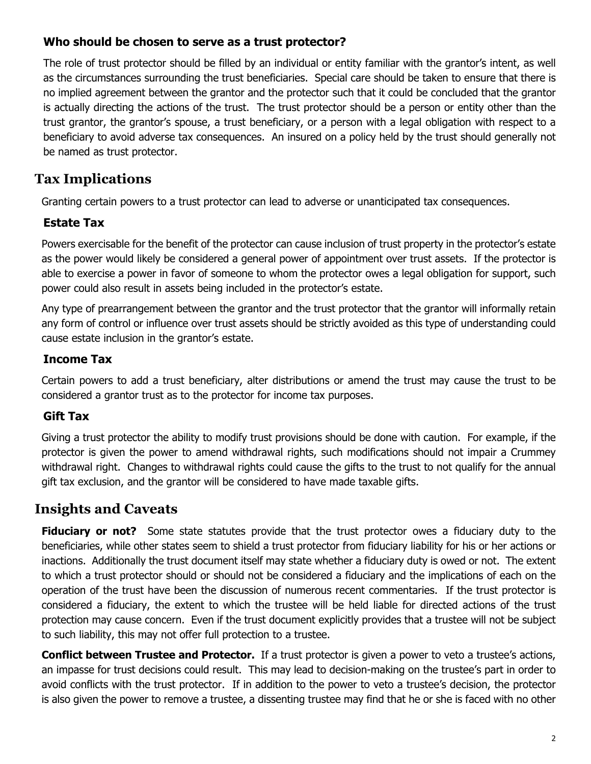### Who should be chosen to serve as a trust protector?

The role of trust protector should be filled by an individual or entity familiar with the grantor's intent, as well as the circumstances surrounding the trust beneficiaries. Special care should be taken to ensure that there is no implied agreement between the grantor and the protector such that it could be concluded that the grantor is actually directing the actions of the trust. The trust protector should be a person or entity other than the trust grantor, the grantor's spouse, a trust beneficiary, or a person with a legal obligation with respect to a beneficiary to avoid adverse tax consequences. An insured on a policy held by the trust should generally not be named as trust protector.

## Tax Implications

Granting certain powers to a trust protector can lead to adverse or unanticipated tax consequences.

### Estate Tax

Powers exercisable for the benefit of the protector can cause inclusion of trust property in the protector's estate as the power would likely be considered a general power of appointment over trust assets. If the protector is able to exercise a power in favor of someone to whom the protector owes a legal obligation for support, such power could also result in assets being included in the protector's estate.

Any type of prearrangement between the grantor and the trust protector that the grantor will informally retain any form of control or influence over trust assets should be strictly avoided as this type of understanding could cause estate inclusion in the grantor's estate.

### Income Tax

Certain powers to add a trust beneficiary, alter distributions or amend the trust may cause the trust to be considered a grantor trust as to the protector for income tax purposes.

### Gift Tax

Giving a trust protector the ability to modify trust provisions should be done with caution. For example, if the protector is given the power to amend withdrawal rights, such modifications should not impair a Crummey withdrawal right. Changes to withdrawal rights could cause the gifts to the trust to not qualify for the annual gift tax exclusion, and the grantor will be considered to have made taxable gifts.

## Insights and Caveats

**Fiduciary or not?** Some state statutes provide that the trust protector owes a fiduciary duty to the beneficiaries, while other states seem to shield a trust protector from fiduciary liability for his or her actions or inactions. Additionally the trust document itself may state whether a fiduciary duty is owed or not. The extent to which a trust protector should or should not be considered a fiduciary and the implications of each on the operation of the trust have been the discussion of numerous recent commentaries. If the trust protector is considered a fiduciary, the extent to which the trustee will be held liable for directed actions of the trust protection may cause concern. Even if the trust document explicitly provides that a trustee will not be subject to such liability, this may not offer full protection to a trustee.

**Conflict between Trustee and Protector.** If a trust protector is given a power to veto a trustee's actions, an impasse for trust decisions could result. This may lead to decision-making on the trustee's part in order to avoid conflicts with the trust protector. If in addition to the power to veto a trustee's decision, the protector is also given the power to remove a trustee, a dissenting trustee may find that he or she is faced with no other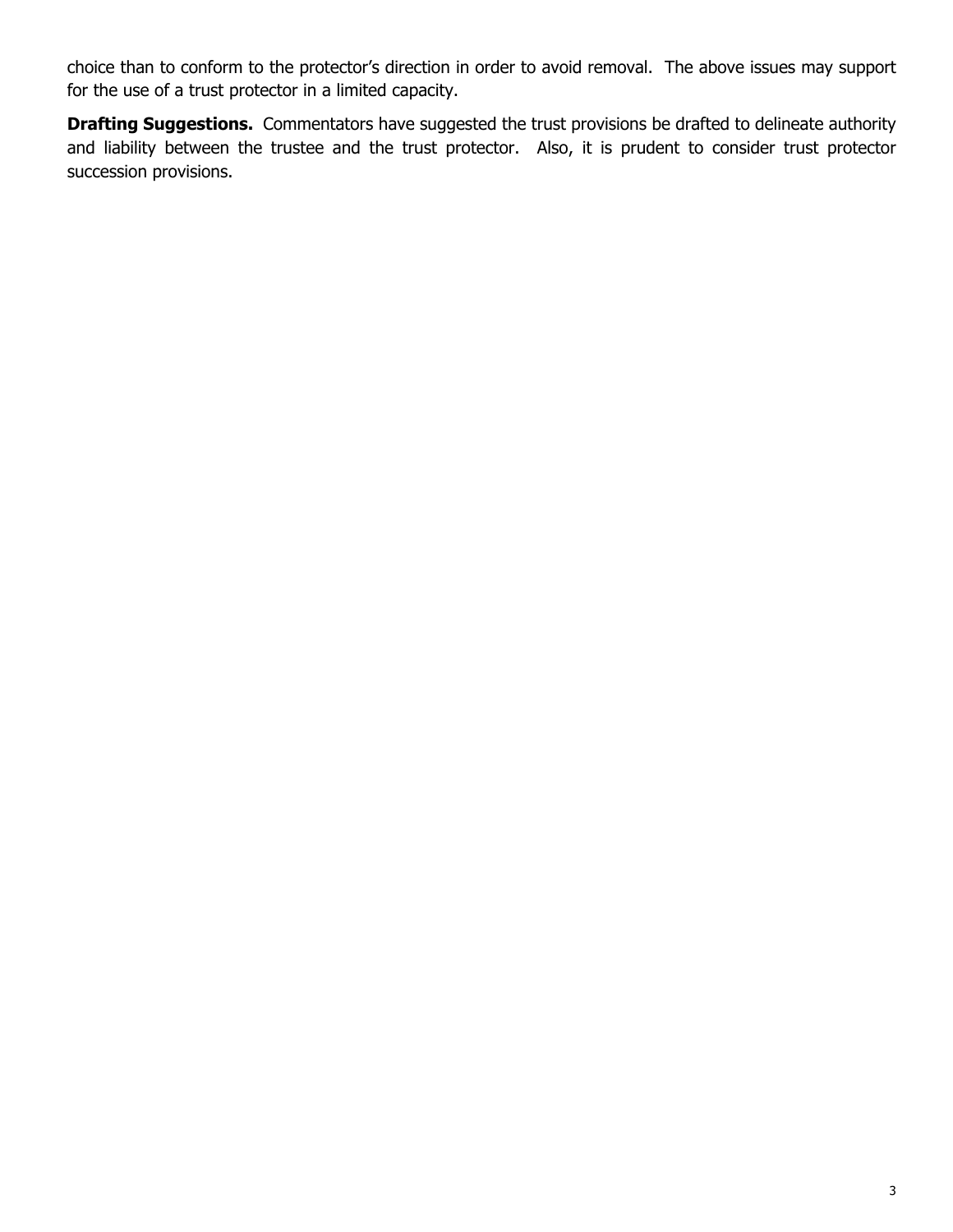choice than to conform to the protector's direction in order to avoid removal. The above issues may support for the use of a trust protector in a limited capacity.

**Drafting Suggestions.** Commentators have suggested the trust provisions be drafted to delineate authority and liability between the trustee and the trust protector. Also, it is prudent to consider trust protector succession provisions.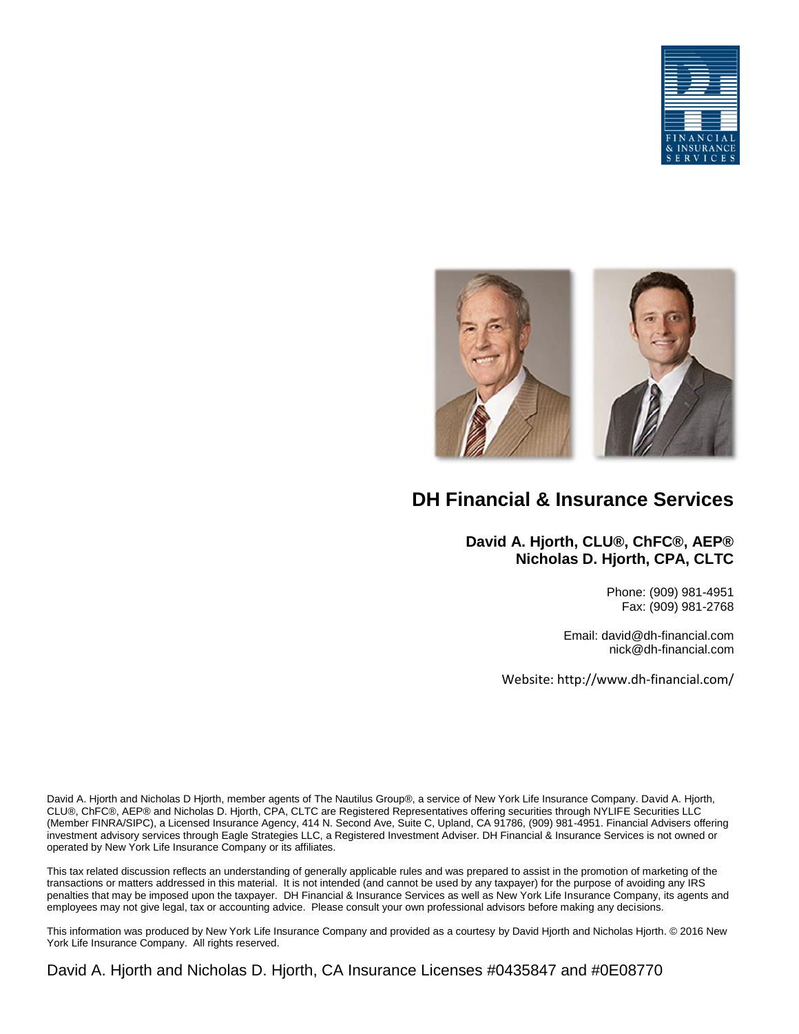# DH Financial & Insurance Services

**David A. Hjorth, CLU®, ChFC®, AEP®**
**Nicholas D. Hjorth, CPA, CLTC**

Phone: (909) 981-4951
Fax: (909) 981-2768

Email: david@dh-financial.com
nick@dh-financial.com

Website: http://www.dh-financial.com/

David A. Hjorth and Nicholas D Hjorth, member agents of The Nautilus Group®, a service of New York Life Insurance Company. David A. Hjorth, CLU®, ChFC®, AEP® and Nicholas D. Hjorth, CPA, CLTC are Registered Representatives offering securities through NYLIFE Securities LLC (Member FINRA/SIPC), a Licensed Insurance Agency, 414 N. Second Ave, Suite C, Upland, CA 91786, (909) 981-4951. Financial Advisers offering investment advisory services through Eagle Strategies LLC, a Registered Investment Adviser. DH Financial & Insurance Services is not owned or operated by New York Life Insurance Company or its affiliates.

This tax related discussion reflects an understanding of generally applicable rules and was prepared to assist in the promotion of marketing of the transactions or matters addressed in this material. It is not intended (and cannot be used by any taxpayer) for the purpose of avoiding any IRS penalties that may be imposed upon the taxpayer. DH Financial & Insurance Services as well as New York Life Insurance Company, its agents and employees may not give legal, tax or accounting advice. Please consult your own professional advisors before making any decisions.

This information was produced by New York Life Insurance Company and provided as a courtesy by David Hjorth and Nicholas Hjorth. © 2016 New York Life Insurance Company. All rights reserved.

David A. Hjorth and Nicholas D. Hjorth, CA Insurance Licenses #0435847 and #0E08770